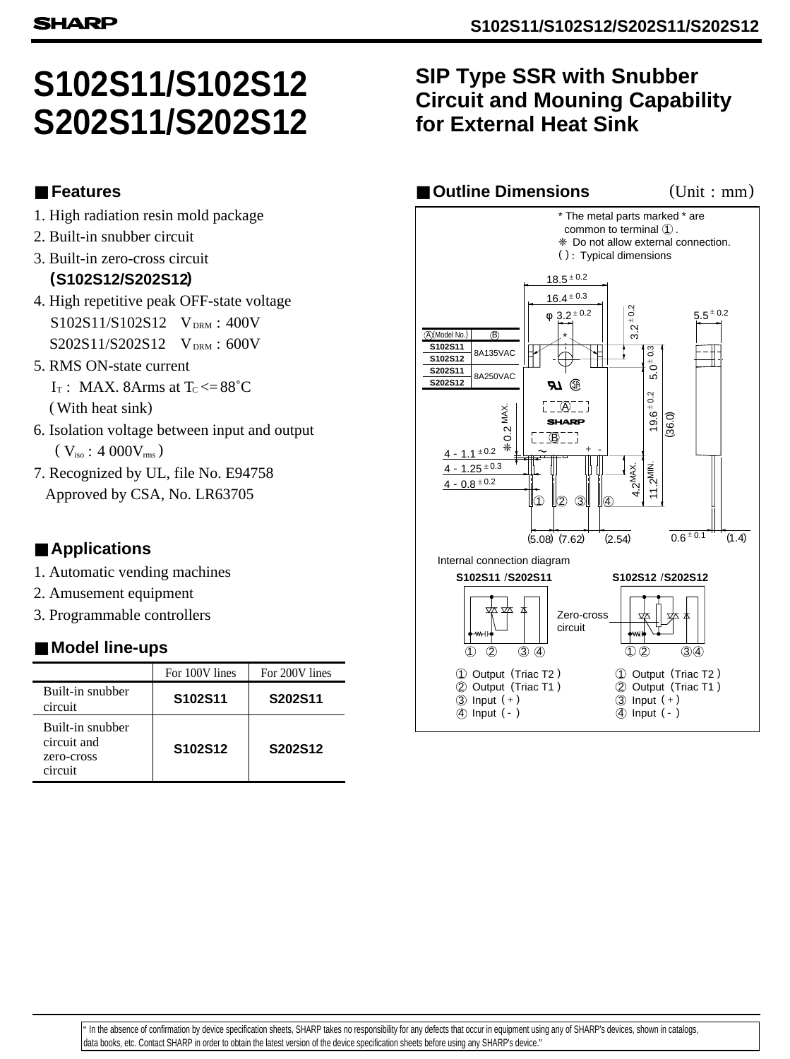# S102S11/S102S12 S202S11/S202S12

## SIP Type SSR with Snubber Circuit and Mouning Capability for External Heat Sink

### ■ Features

1. High radiation resin mold package
2. Built-in snubber circuit
3. Built-in zero-cross circuit (**S102S12/S202S12**)
4. High repetitive peak OFF-state voltage
   S102S11/S102S12 $V_{DRM}$ : 400V
   S202S11/S202S12 $V_{DRM}$ : 600V
5. RMS ON-state current
   $I_T$ : MAX. 8Arms at $T_C$ <= 88˚C
   (With heat sink)
6. Isolation voltage between input and output
   ( $V_{iso}$ : 4 000$V_{rms}$ )
7. Recognized by UL, file No. E94758
   Approved by CSA, No. LR63705

### ■ Outline Dimensions (Unit : mm)

\* The metal parts marked * are common to terminal ①.
❈ Do not allow external connection.
( ) : Typical dimensions

| Ⓐ(Model No.) | Ⓑ |
|---|---|
| S102S11 | 8A135VAC |
| S102S12 | |
| S202S11 | 8A250VAC |
| S202S12 | |

Internal connection diagram

S102S11 /S202S11
① Output (Triac T2 )
② Output (Triac T1 )
③ Input (+)
④ Input (-)

S102S12 /S202S12
Zero-cross circuit
① Output (Triac T2 )
② Output (Triac T1 )
③ Input (+)
④ Input (-)

### ■ Applications

1. Automatic vending machines
2. Amusement equipment
3. Programmable controllers

### ■ Model line-ups

| | For 100V lines | For 200V lines |
|---|---|---|
| Built-in snubber circuit | **S102S11** | **S202S11** |
| Built-in snubber circuit and zero-cross circuit | **S102S12** | **S202S12** |

" In the absence of confirmation by device specification sheets, SHARP takes no responsibility for any defects that occur in equipment using any of SHARP's devices, shown in catalogs, data books, etc. Contact SHARP in order to obtain the latest version of the device specification sheets before using any SHARP's device."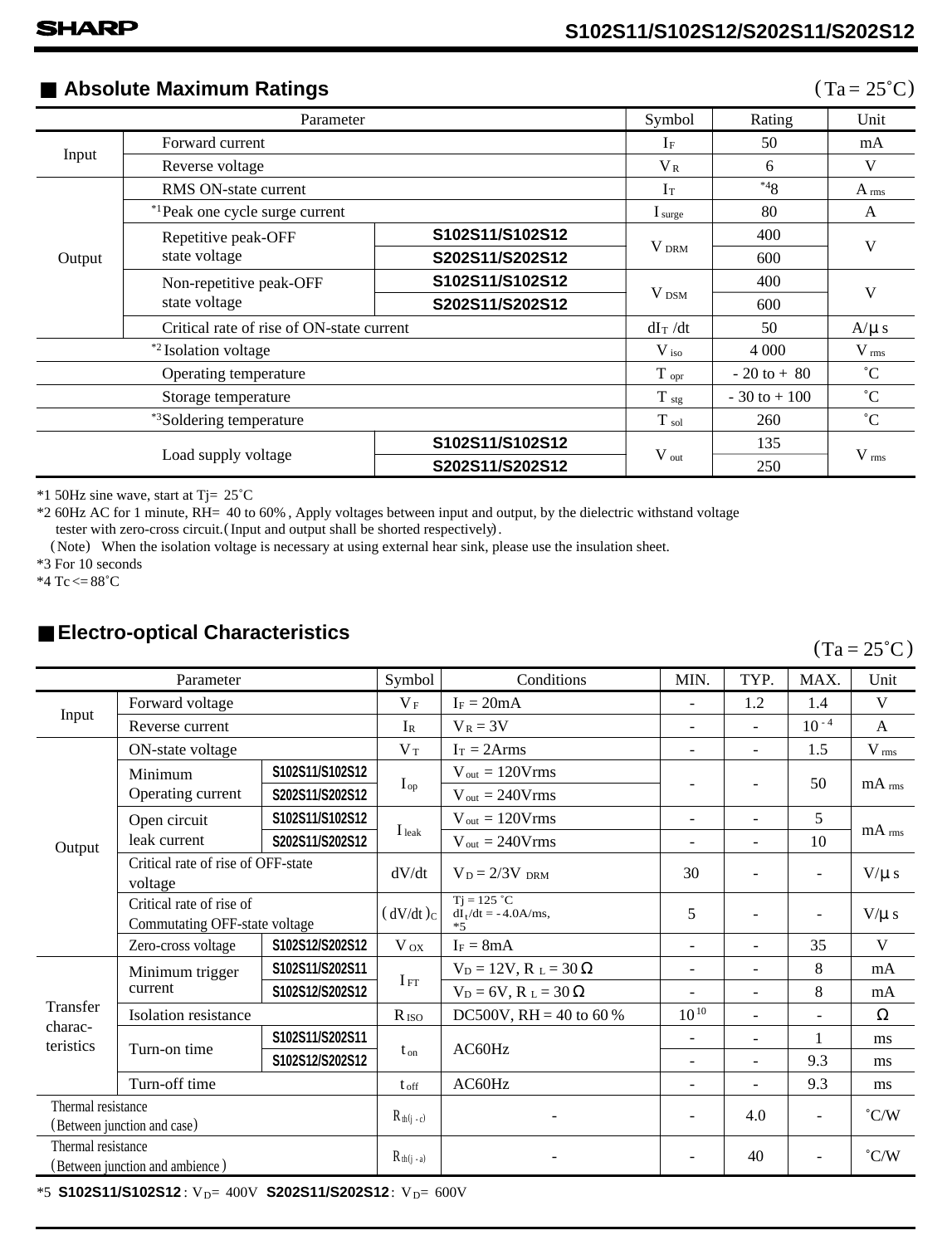## ■ Absolute Maximum Ratings

(Ta = 25˚C)

| Parameter | | | Symbol | Rating | Unit |
|---|---|---|---|---|---|
| Input | Forward current | | $I_F$ | 50 | mA |
| | Reverse voltage | | $V_R$ | 6 | V |
| Output | RMS ON-state current | | $I_T$ | *4 8 | $A_{rms}$ |
| | *1 Peak one cycle surge current | | $I_{surge}$ | 80 | A |
| | Repetitive peak-OFF state voltage | S102S11/S102S12 | $V_{DRM}$ | 400 | V |
| | | S202S11/S202S12 | | 600 | |
| | Non-repetitive peak-OFF state voltage | S102S11/S102S12 | $V_{DSM}$ | 400 | V |
| | | S202S11/S202S12 | | 600 | |
| | Critical rate of rise of ON-state current | | $dI_T/dt$ | 50 | A/μs |
| *2 Isolation voltage | | | $V_{iso}$ | 4 000 | $V_{rms}$ |
| Operating temperature | | | $T_{opr}$ | - 20 to + 80 | ˚C |
| Storage temperature | | | $T_{stg}$ | - 30 to + 100 | ˚C |
| *3 Soldering temperature | | | $T_{sol}$ | 260 | ˚C |
| Load supply voltage | | S102S11/S102S12 | $V_{out}$ | 135 | $V_{rms}$ |
| | | S202S11/S202S12 | | 250 | |

*1 50Hz sine wave, start at Tj= 25˚C

*2 60Hz AC for 1 minute, RH= 40 to 60%, Apply voltages between input and output, by the dielectric withstand voltage tester with zero-cross circuit.(Input and output shall be shorted respectively).

(Note) When the isolation voltage is necessary at using external hear sink, please use the insulation sheet.

*3 For 10 seconds

*4 Tc <= 88˚C

## ■ Electro-optical Characteristics

(Ta = 25˚C)

| Parameter | | | Symbol | Conditions | MIN. | TYP. | MAX. | Unit |
|---|---|---|---|---|---|---|---|---|
| Input | Forward voltage | | $V_F$ | $I_F$ = 20mA | - | 1.2 | 1.4 | V |
| | Reverse current | | $I_R$ | $V_R$ = 3V | - | - | $10^{-4}$ | A |
| Output | ON-state voltage | | $V_T$ | $I_T$ = 2Arms | - | - | 1.5 | $V_{rms}$ |
| | Minimum Operating current | S102S11/S102S12 | $I_{op}$ | $V_{out}$ = 120Vrms | - | - | 50 | $mA_{rms}$ |
| | | S202S11/S202S12 | | $V_{out}$ = 240Vrms | | | | |
| | Open circuit leak current | S102S11/S102S12 | $I_{leak}$ | $V_{out}$ = 120Vrms | - | - | 5 | $mA_{rms}$ |
| | | S202S11/S202S12 | | $V_{out}$ = 240Vrms | - | - | 10 | |
| | Critical rate of rise of OFF-state voltage | | dV/dt | $V_D$ = 2/3V $_{DRM}$ | 30 | - | - | V/μs |
| | Critical rate of rise of Commutating OFF-state voltage | | $(dV/dt)_C$ | Tj = 125 ˚C, $dI_T/dt$ = - 4.0A/ms, *5 | 5 | - | - | V/μs |
| | Zero-cross voltage | S102S12/S202S12 | $V_{OX}$ | $I_F$ = 8mA | - | - | 35 | V |
| Transfer charac-teristics | Minimum trigger current | S102S11/S202S11 | $I_{FT}$ | $V_D$ = 12V, $R_L$ = 30Ω | - | - | 8 | mA |
| | | S102S12/S202S12 | | $V_D$ = 6V, $R_L$ = 30Ω | - | - | 8 | mA |
| | Isolation resistance | | $R_{ISO}$ | DC500V, RH = 40 to 60 % | $10^{10}$ | - | - | Ω |
| | Turn-on time | S102S11/S202S11 | $t_{on}$ | AC60Hz | - | - | 1 | ms |
| | | S102S12/S202S12 | | | - | - | 9.3 | ms |
| | Turn-off time | | $t_{off}$ | AC60Hz | - | - | 9.3 | ms |
| Thermal resistance (Between junction and case) | | | $R_{th(j-c)}$ | - | - | 4.0 | - | ˚C/W |
| Thermal resistance (Between junction and ambience) | | | $R_{th(j-a)}$ | - | - | 40 | - | ˚C/W |

*5 **S102S11/S102S12**: $V_D$= 400V **S202S11/S202S12**: $V_D$= 600V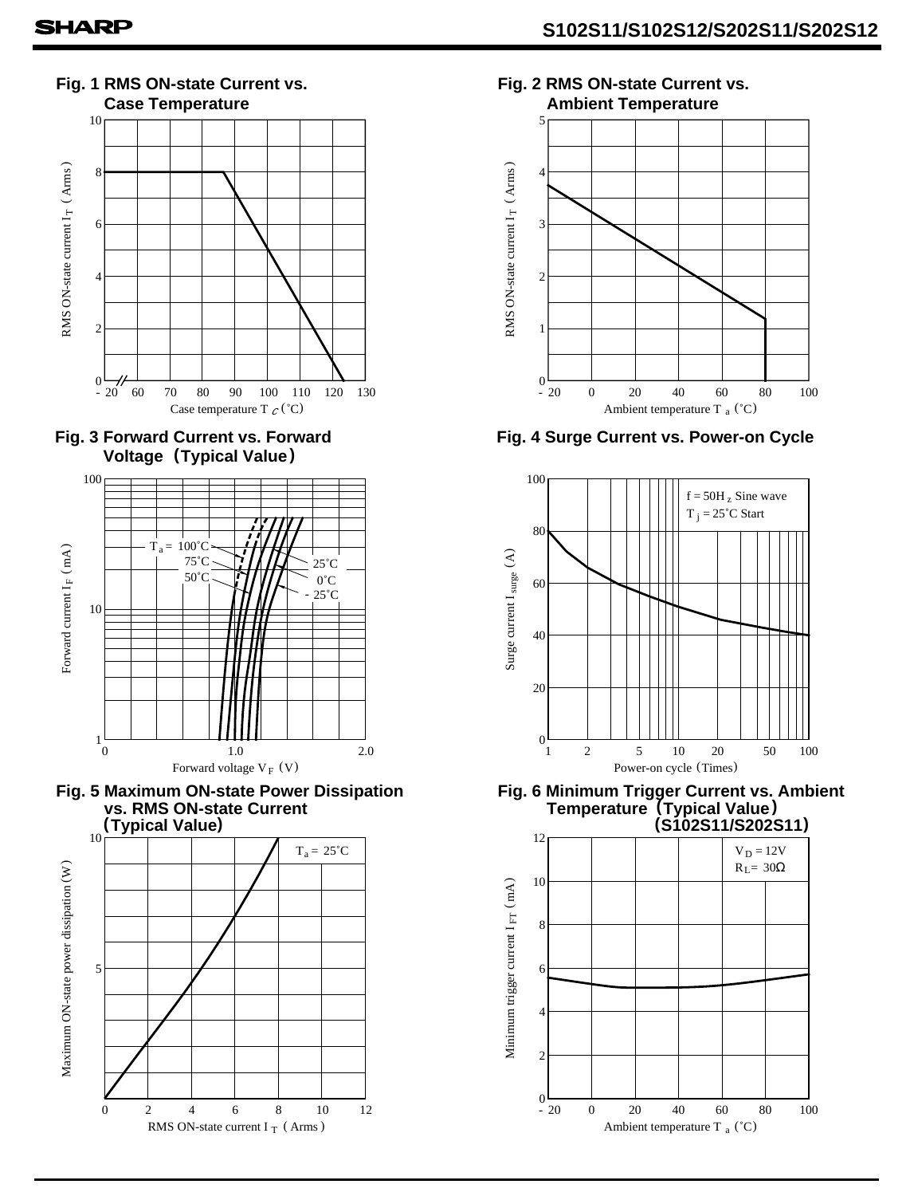Fig. 1 RMS ON-state Current vs. Case Temperature

Fig. 2 RMS ON-state Current vs. Ambient Temperature

Fig. 3 Forward Current vs. Forward Voltage (Typical Value)

Fig. 4 Surge Current vs. Power-on Cycle

Fig. 5 Maximum ON-state Power Dissipation vs. RMS ON-state Current (Typical Value)

Fig. 6 Minimum Trigger Current vs. Ambient Temperature (Typical Value) (S102S11/S202S11)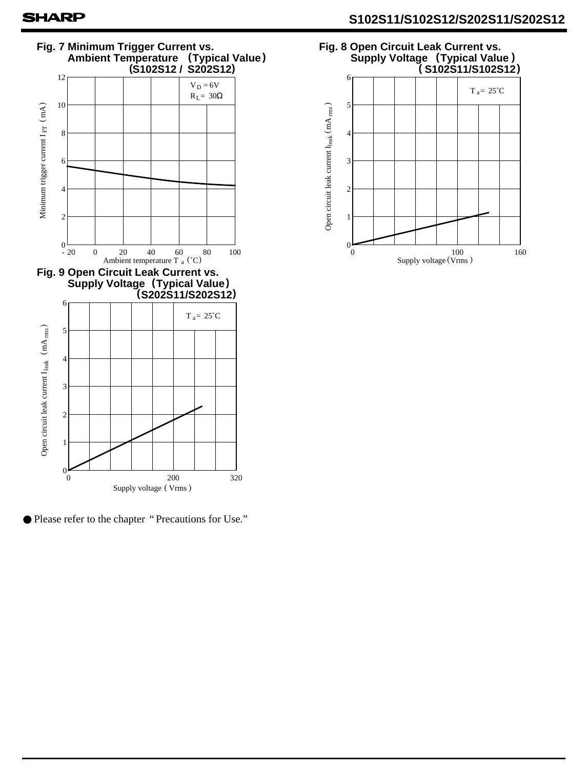Fig. 7 Minimum Trigger Current vs. Ambient Temperature (Typical Value) (S102S12 / S202S12)

$V_D = 6V$
$R_L = 30\Omega$

Minimum trigger current $I_{FT}$ (mA)

12
10
8
6
4
2
0

- 20 0 20 40 60 80 100

Ambient temperature $T_a$ (˚C)

Fig. 8 Open Circuit Leak Current vs. Supply Voltage (Typical Value) (S102S11/S102S12)

$T_a = 25˚C$

Open circuit leak current $I_{leak}$ ($mA_{rms}$)

6
5
4
3
2
1
0

0 100 160

Supply voltage (Vrms)

Fig. 9 Open Circuit Leak Current vs. Supply Voltage (Typical Value) (S202S11/S202S12)

$T_a = 25˚C$

Open circuit leak current $I_{leak}$ ($mA_{rms}$)

6
5
4
3
2
1
0

0 200 320

Supply voltage (Vrms)

● Please refer to the chapter "Precautions for Use."